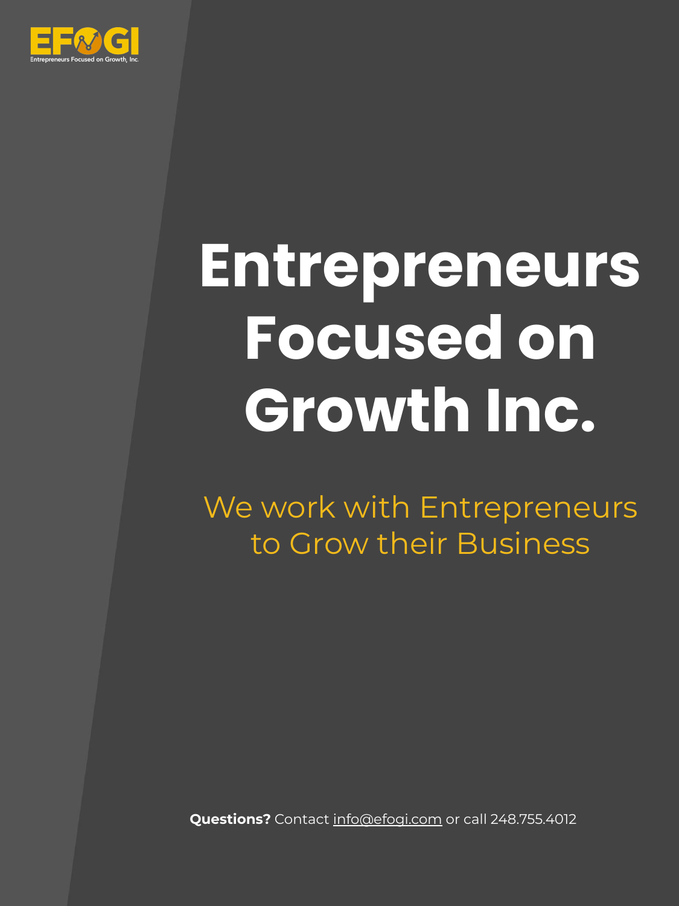EFOGI
Entrepreneurs Focused on Growth, Inc.

# Entrepreneurs Focused on Growth Inc.

We work with Entrepreneurs to Grow their Business

**Questions?** Contact info@efogi.com or call 248.755.4012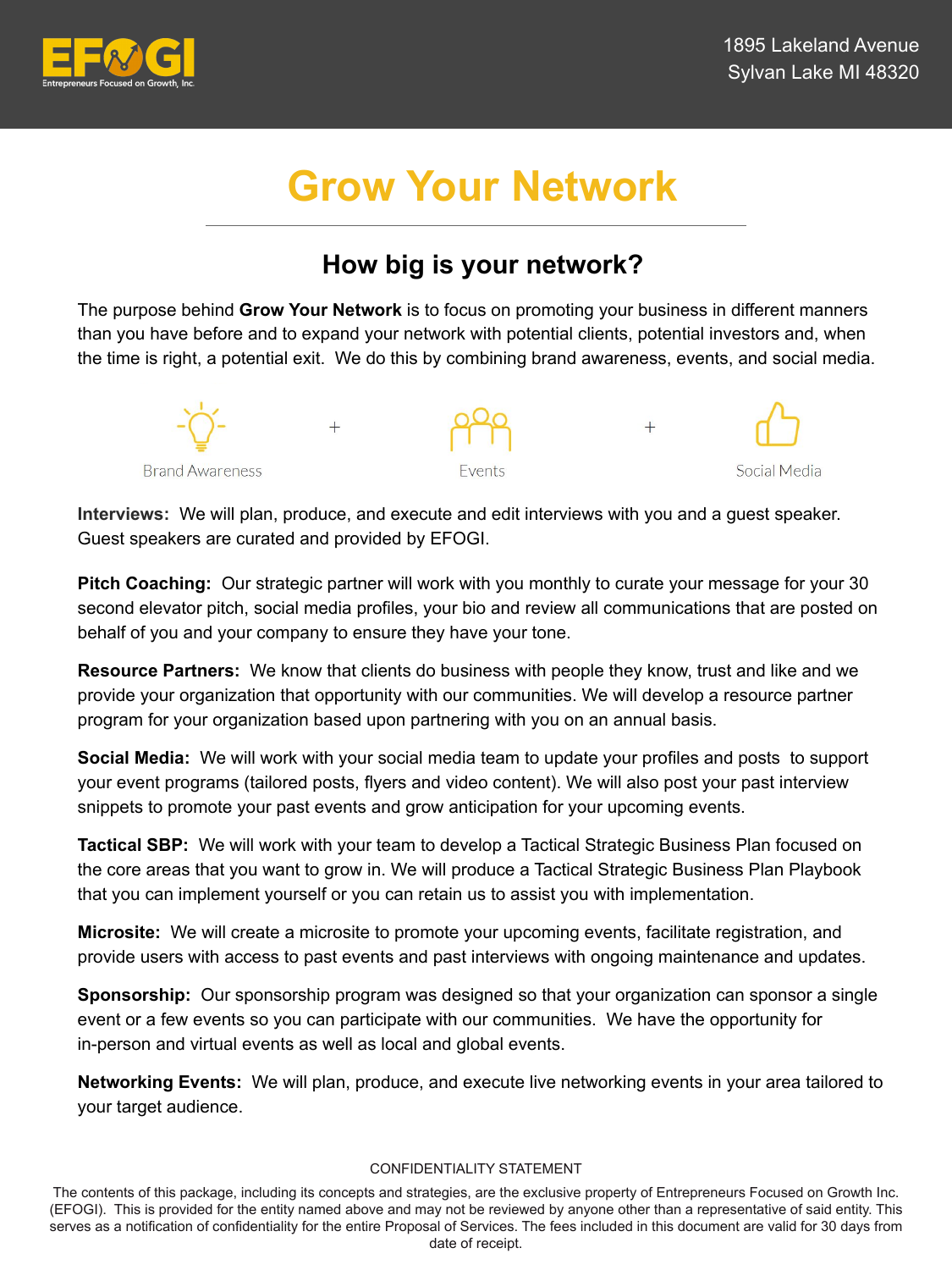1895 Lakeland Avenue
Sylvan Lake MI 48320

# Grow Your Network

## How big is your network?

The purpose behind **Grow Your Network** is to focus on promoting your business in different manners than you have before and to expand your network with potential clients, potential investors and, when the time is right, a potential exit. We do this by combining brand awareness, events, and social media.

Brand Awareness + Events + Social Media

**Interviews:** We will plan, produce, and execute and edit interviews with you and a guest speaker. Guest speakers are curated and provided by EFOGI.

**Pitch Coaching:** Our strategic partner will work with you monthly to curate your message for your 30 second elevator pitch, social media profiles, your bio and review all communications that are posted on behalf of you and your company to ensure they have your tone.

**Resource Partners:** We know that clients do business with people they know, trust and like and we provide your organization that opportunity with our communities. We will develop a resource partner program for your organization based upon partnering with you on an annual basis.

**Social Media:** We will work with your social media team to update your profiles and posts to support your event programs (tailored posts, flyers and video content). We will also post your past interview snippets to promote your past events and grow anticipation for your upcoming events.

**Tactical SBP:** We will work with your team to develop a Tactical Strategic Business Plan focused on the core areas that you want to grow in. We will produce a Tactical Strategic Business Plan Playbook that you can implement yourself or you can retain us to assist you with implementation.

**Microsite:** We will create a microsite to promote your upcoming events, facilitate registration, and provide users with access to past events and past interviews with ongoing maintenance and updates.

**Sponsorship:** Our sponsorship program was designed so that your organization can sponsor a single event or a few events so you can participate with our communities. We have the opportunity for in-person and virtual events as well as local and global events.

**Networking Events:** We will plan, produce, and execute live networking events in your area tailored to your target audience.

CONFIDENTIALITY STATEMENT

The contents of this package, including its concepts and strategies, are the exclusive property of Entrepreneurs Focused on Growth Inc. (EFOGI). This is provided for the entity named above and may not be reviewed by anyone other than a representative of said entity. This serves as a notification of confidentiality for the entire Proposal of Services. The fees included in this document are valid for 30 days from date of receipt.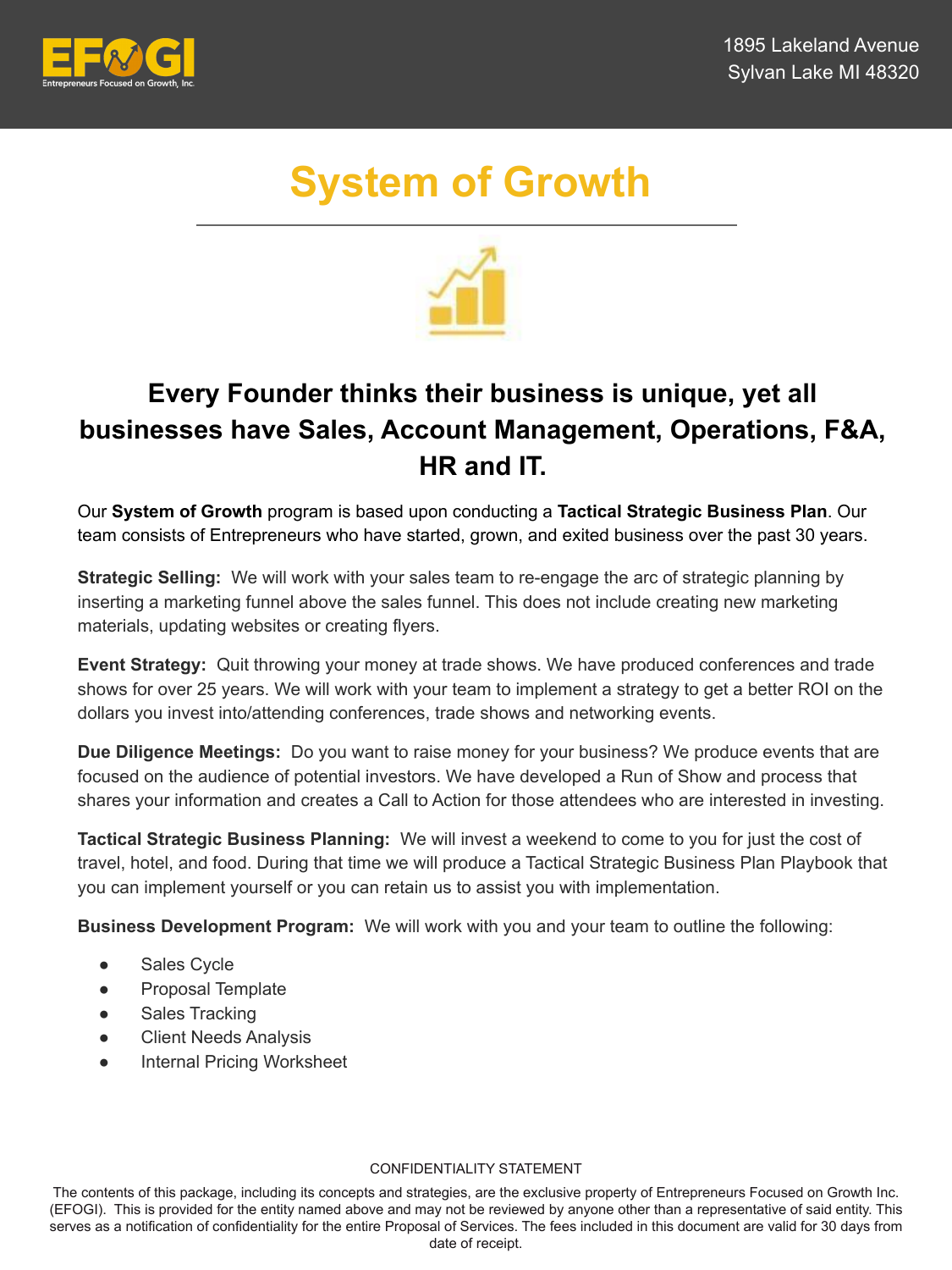# System of Growth

## Every Founder thinks their business is unique, yet all businesses have Sales, Account Management, Operations, F&A, HR and IT.

Our **System of Growth** program is based upon conducting a **Tactical Strategic Business Plan**. Our team consists of Entrepreneurs who have started, grown, and exited business over the past 30 years.

**Strategic Selling:** We will work with your sales team to re-engage the arc of strategic planning by inserting a marketing funnel above the sales funnel. This does not include creating new marketing materials, updating websites or creating flyers.

**Event Strategy:** Quit throwing your money at trade shows. We have produced conferences and trade shows for over 25 years. We will work with your team to implement a strategy to get a better ROI on the dollars you invest into/attending conferences, trade shows and networking events.

**Due Diligence Meetings:** Do you want to raise money for your business? We produce events that are focused on the audience of potential investors. We have developed a Run of Show and process that shares your information and creates a Call to Action for those attendees who are interested in investing.

**Tactical Strategic Business Planning:** We will invest a weekend to come to you for just the cost of travel, hotel, and food. During that time we will produce a Tactical Strategic Business Plan Playbook that you can implement yourself or you can retain us to assist you with implementation.

**Business Development Program:** We will work with you and your team to outline the following:

- Sales Cycle
- Proposal Template
- Sales Tracking
- Client Needs Analysis
- Internal Pricing Worksheet

CONFIDENTIALITY STATEMENT

The contents of this package, including its concepts and strategies, are the exclusive property of Entrepreneurs Focused on Growth Inc. (EFOGI). This is provided for the entity named above and may not be reviewed by anyone other than a representative of said entity. This serves as a notification of confidentiality for the entire Proposal of Services. The fees included in this document are valid for 30 days from date of receipt.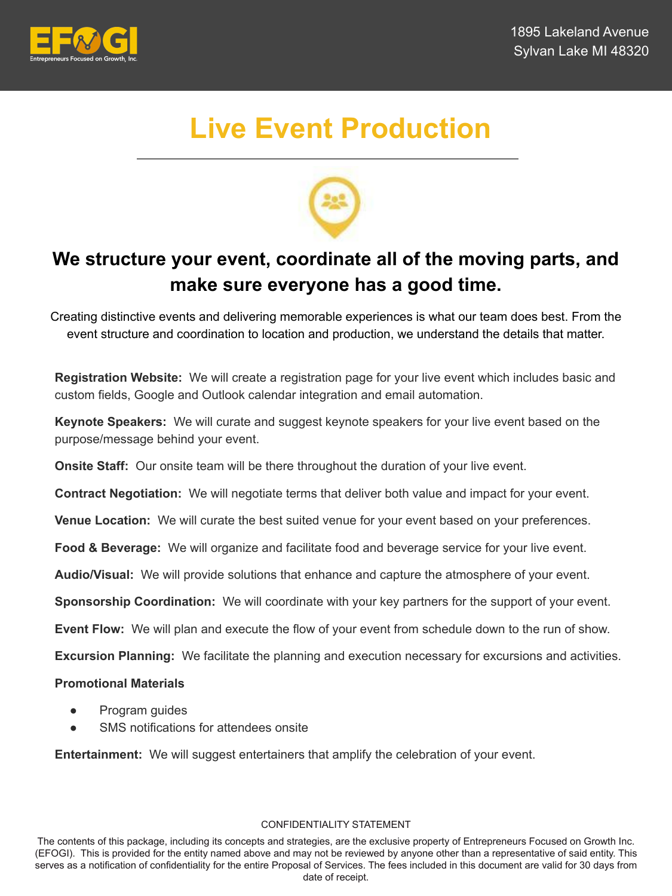EFOGI
Entrepreneurs Focused on Growth, Inc.

1895 Lakeland Avenue
Sylvan Lake MI 48320

# Live Event Production

## We structure your event, coordinate all of the moving parts, and make sure everyone has a good time.

Creating distinctive events and delivering memorable experiences is what our team does best. From the event structure and coordination to location and production, we understand the details that matter.

**Registration Website:** We will create a registration page for your live event which includes basic and custom fields, Google and Outlook calendar integration and email automation.

**Keynote Speakers:** We will curate and suggest keynote speakers for your live event based on the purpose/message behind your event.

**Onsite Staff:** Our onsite team will be there throughout the duration of your live event.

**Contract Negotiation:** We will negotiate terms that deliver both value and impact for your event.

**Venue Location:** We will curate the best suited venue for your event based on your preferences.

**Food & Beverage:** We will organize and facilitate food and beverage service for your live event.

**Audio/Visual:** We will provide solutions that enhance and capture the atmosphere of your event.

**Sponsorship Coordination:** We will coordinate with your key partners for the support of your event.

**Event Flow:** We will plan and execute the flow of your event from schedule down to the run of show.

**Excursion Planning:** We facilitate the planning and execution necessary for excursions and activities.

**Promotional Materials**

- Program guides
- SMS notifications for attendees onsite

**Entertainment:** We will suggest entertainers that amplify the celebration of your event.

CONFIDENTIALITY STATEMENT

The contents of this package, including its concepts and strategies, are the exclusive property of Entrepreneurs Focused on Growth Inc. (EFOGI). This is provided for the entity named above and may not be reviewed by anyone other than a representative of said entity. This serves as a notification of confidentiality for the entire Proposal of Services. The fees included in this document are valid for 30 days from date of receipt.